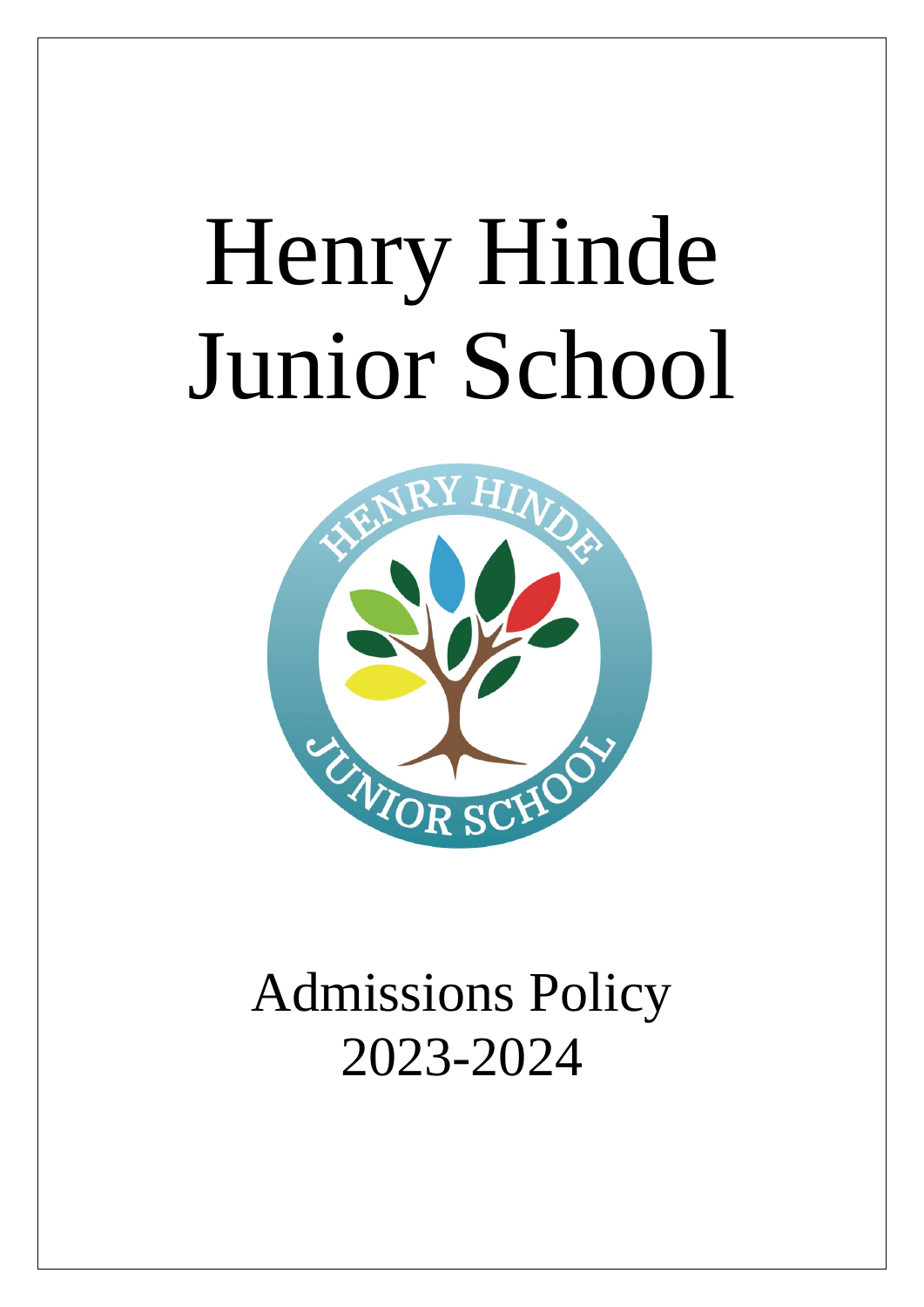# Henry Hinde Junior School

## Admissions Policy 2023-2024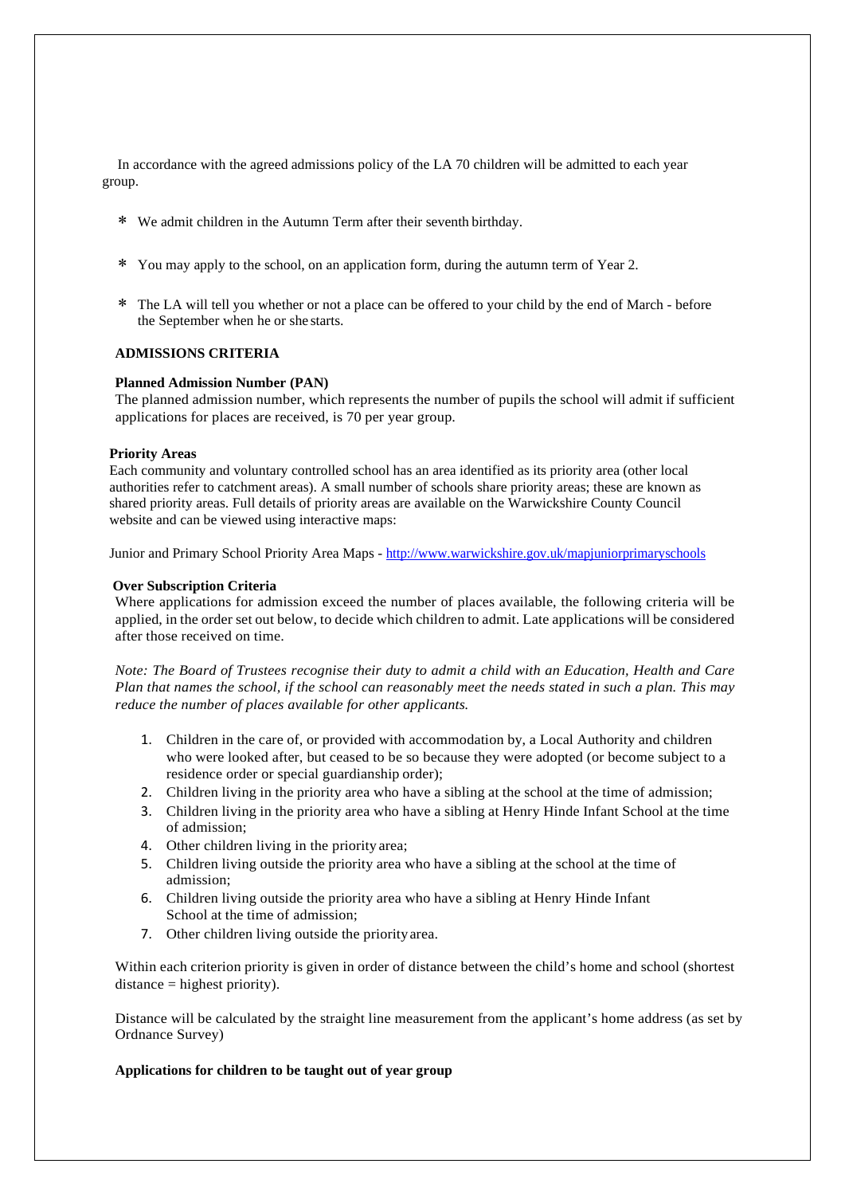In accordance with the agreed admissions policy of the LA 70 children will be admitted to each year group.

- We admit children in the Autumn Term after their seventh birthday.
- You may apply to the school, on an application form, during the autumn term of Year 2.
- The LA will tell you whether or not a place can be offered to your child by the end of March - before the September when he or she starts.

**ADMISSIONS CRITERIA**

**Planned Admission Number (PAN)**

The planned admission number, which represents the number of pupils the school will admit if sufficient applications for places are received, is 70 per year group.

**Priority Areas**

Each community and voluntary controlled school has an area identified as its priority area (other local authorities refer to catchment areas). A small number of schools share priority areas; these are known as shared priority areas. Full details of priority areas are available on the Warwickshire County Council website and can be viewed using interactive maps:

Junior and Primary School Priority Area Maps - [http://www.warwickshire.gov.uk/mapjuniorprimaryschools](http://www.warwickshire.gov.uk/mapjuniorprimaryschools)

**Over Subscription Criteria**

Where applications for admission exceed the number of places available, the following criteria will be applied, in the order set out below, to decide which children to admit. Late applications will be considered after those received on time.

*Note: The Board of Trustees recognise their duty to admit a child with an Education, Health and Care Plan that names the school, if the school can reasonably meet the needs stated in such a plan. This may reduce the number of places available for other applicants.*

1. Children in the care of, or provided with accommodation by, a Local Authority and children who were looked after, but ceased to be so because they were adopted (or become subject to a residence order or special guardianship order);
2. Children living in the priority area who have a sibling at the school at the time of admission;
3. Children living in the priority area who have a sibling at Henry Hinde Infant School at the time of admission;
4. Other children living in the priority area;
5. Children living outside the priority area who have a sibling at the school at the time of admission;
6. Children living outside the priority area who have a sibling at Henry Hinde Infant School at the time of admission;
7. Other children living outside the priority area.

Within each criterion priority is given in order of distance between the child's home and school (shortest distance = highest priority).

Distance will be calculated by the straight line measurement from the applicant's home address (as set by Ordnance Survey)

**Applications for children to be taught out of year group**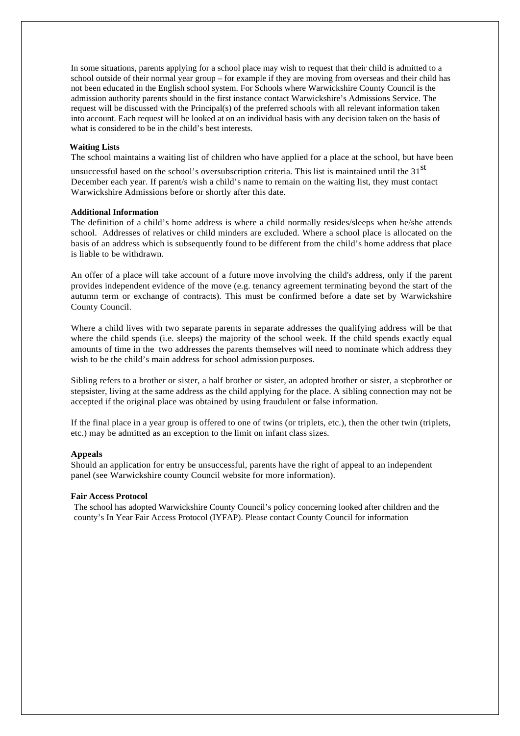In some situations, parents applying for a school place may wish to request that their child is admitted to a school outside of their normal year group – for example if they are moving from overseas and their child has not been educated in the English school system. For Schools where Warwickshire County Council is the admission authority parents should in the first instance contact Warwickshire's Admissions Service. The request will be discussed with the Principal(s) of the preferred schools with all relevant information taken into account. Each request will be looked at on an individual basis with any decision taken on the basis of what is considered to be in the child's best interests.

**Waiting Lists**

The school maintains a waiting list of children who have applied for a place at the school, but have been unsuccessful based on the school's oversubscription criteria. This list is maintained until the 31st December each year. If parent/s wish a child's name to remain on the waiting list, they must contact Warwickshire Admissions before or shortly after this date.

**Additional Information**

The definition of a child's home address is where a child normally resides/sleeps when he/she attends school. Addresses of relatives or child minders are excluded. Where a school place is allocated on the basis of an address which is subsequently found to be different from the child's home address that place is liable to be withdrawn.

An offer of a place will take account of a future move involving the child's address, only if the parent provides independent evidence of the move (e.g. tenancy agreement terminating beyond the start of the autumn term or exchange of contracts). This must be confirmed before a date set by Warwickshire County Council.

Where a child lives with two separate parents in separate addresses the qualifying address will be that where the child spends (i.e. sleeps) the majority of the school week. If the child spends exactly equal amounts of time in the two addresses the parents themselves will need to nominate which address they wish to be the child's main address for school admission purposes.

Sibling refers to a brother or sister, a half brother or sister, an adopted brother or sister, a stepbrother or stepsister, living at the same address as the child applying for the place. A sibling connection may not be accepted if the original place was obtained by using fraudulent or false information.

If the final place in a year group is offered to one of twins (or triplets, etc.), then the other twin (triplets, etc.) may be admitted as an exception to the limit on infant class sizes.

**Appeals**

Should an application for entry be unsuccessful, parents have the right of appeal to an independent panel (see Warwickshire county Council website for more information).

**Fair Access Protocol**

The school has adopted Warwickshire County Council's policy concerning looked after children and the county's In Year Fair Access Protocol (IYFAP). Please contact County Council for information